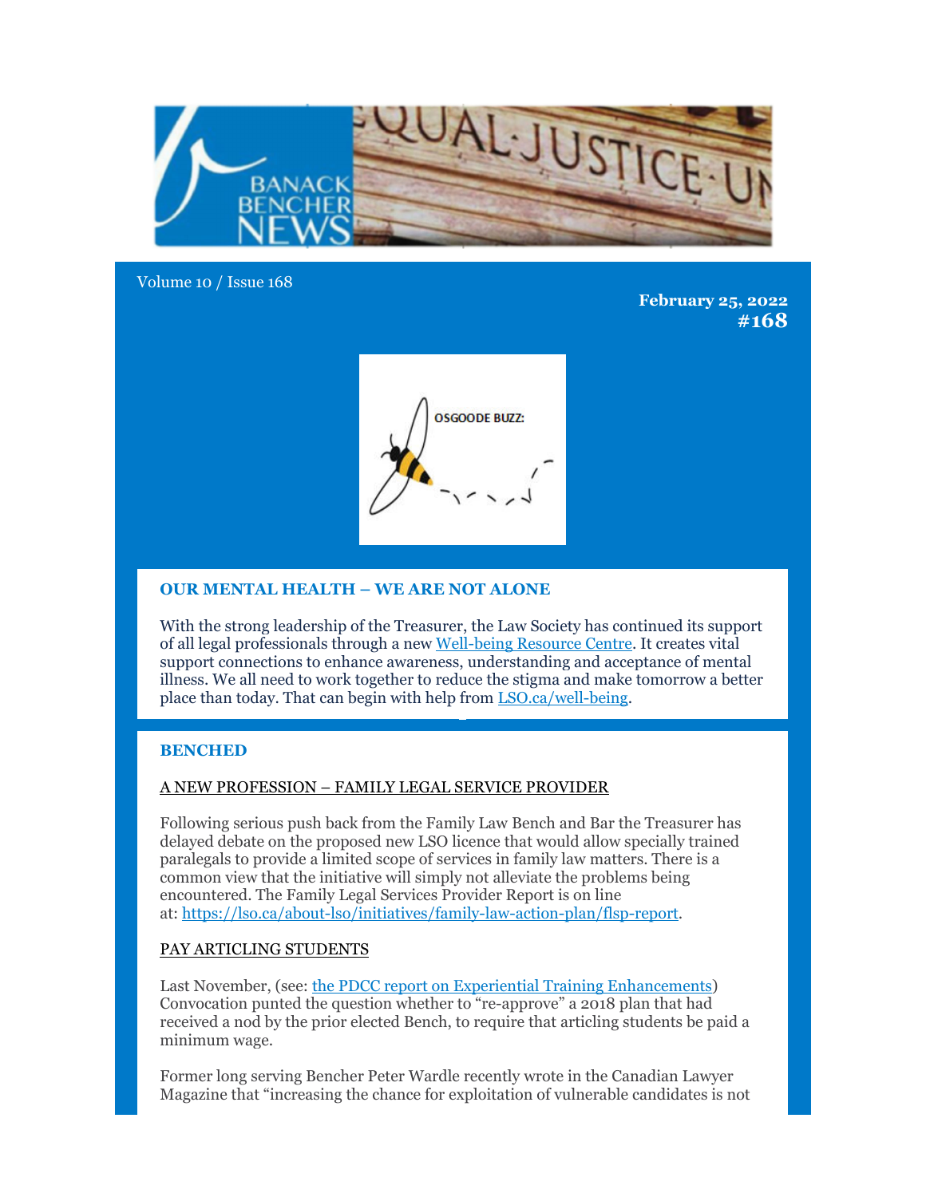Volume 10 / Issue 168

**February 25, 2022**
**#168**

## OUR MENTAL HEALTH – WE ARE NOT ALONE

With the strong leadership of the Treasurer, the Law Society has continued its support of all legal professionals through a new [Well-being Resource Centre](). It creates vital support connections to enhance awareness, understanding and acceptance of mental illness. We all need to work together to reduce the stigma and make tomorrow a better place than today. That can begin with help from [LSO.ca/well-being]().

## BENCHED

### A NEW PROFESSION – FAMILY LEGAL SERVICE PROVIDER

Following serious push back from the Family Law Bench and Bar the Treasurer has delayed debate on the proposed new LSO licence that would allow specially trained paralegals to provide a limited scope of services in family law matters. There is a common view that the initiative will simply not alleviate the problems being encountered. The Family Legal Services Provider Report is on line at: https://lso.ca/about-lso/initiatives/family-law-action-plan/flsp-report.

### PAY ARTICLING STUDENTS

Last November, (see: [the PDCC report on Experiential Training Enhancements]()) Convocation punted the question whether to "re-approve" a 2018 plan that had received a nod by the prior elected Bench, to require that articling students be paid a minimum wage.

Former long serving Bencher Peter Wardle recently wrote in the Canadian Lawyer Magazine that "increasing the chance for exploitation of vulnerable candidates is not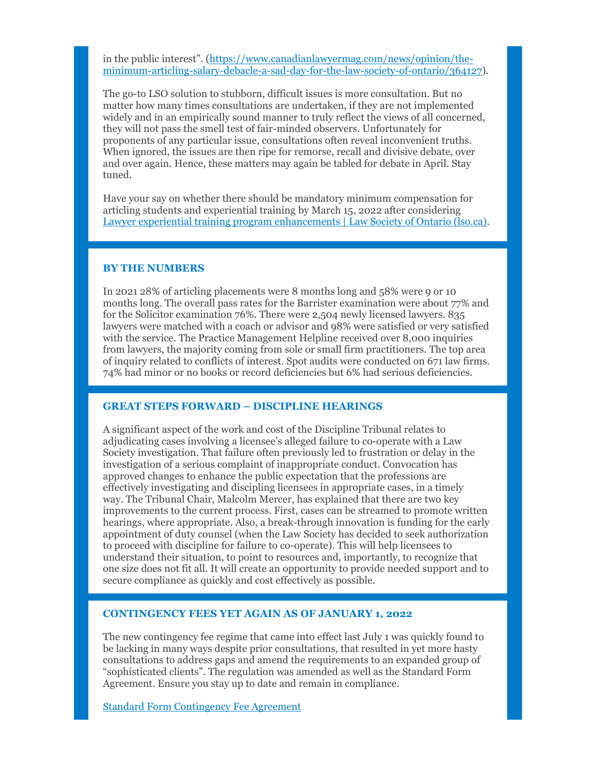in the public interest". ([https://www.canadianlawyermag.com/news/opinion/the-minimum-articling-salary-debacle-a-sad-day-for-the-law-society-of-ontario/364127](https://www.canadianlawyermag.com/news/opinion/the-minimum-articling-salary-debacle-a-sad-day-for-the-law-society-of-ontario/364127)).

The go-to LSO solution to stubborn, difficult issues is more consultation. But no matter how many times consultations are undertaken, if they are not implemented widely and in an empirically sound manner to truly reflect the views of all concerned, they will not pass the smell test of fair-minded observers. Unfortunately for proponents of any particular issue, consultations often reveal inconvenient truths. When ignored, the issues are then ripe for remorse, recall and divisive debate, over and over again. Hence, these matters may again be tabled for debate in April. Stay tuned.

Have your say on whether there should be mandatory minimum compensation for articling students and experiential training by March 15, 2022 after considering [Lawyer experiential training program enhancements | Law Society of Ontario (lso.ca)](Lawyer experiential training program enhancements | Law Society of Ontario (lso.ca)).

## BY THE NUMBERS

In 2021 28% of articling placements were 8 months long and 58% were 9 or 10 months long. The overall pass rates for the Barrister examination were about 77% and for the Solicitor examination 76%. There were 2,504 newly licensed lawyers. 835 lawyers were matched with a coach or advisor and 98% were satisfied or very satisfied with the service. The Practice Management Helpline received over 8,000 inquiries from lawyers, the majority coming from sole or small firm practitioners. The top area of inquiry related to conflicts of interest. Spot audits were conducted on 671 law firms. 74% had minor or no books or record deficiencies but 6% had serious deficiencies.

## GREAT STEPS FORWARD – DISCIPLINE HEARINGS

A significant aspect of the work and cost of the Discipline Tribunal relates to adjudicating cases involving a licensee's alleged failure to co-operate with a Law Society investigation. That failure often previously led to frustration or delay in the investigation of a serious complaint of inappropriate conduct. Convocation has approved changes to enhance the public expectation that the professions are effectively investigating and discipling licensees in appropriate cases, in a timely way. The Tribunal Chair, Malcolm Mercer, has explained that there are two key improvements to the current process. First, cases can be streamed to promote written hearings, where appropriate. Also, a break-through innovation is funding for the early appointment of duty counsel (when the Law Society has decided to seek authorization to proceed with discipline for failure to co-operate). This will help licensees to understand their situation, to point to resources and, importantly, to recognize that one size does not fit all. It will create an opportunity to provide needed support and to secure compliance as quickly and cost effectively as possible.

## CONTINGENCY FEES YET AGAIN AS OF JANUARY 1, 2022

The new contingency fee regime that came into effect last July 1 was quickly found to be lacking in many ways despite prior consultations, that resulted in yet more hasty consultations to address gaps and amend the requirements to an expanded group of "sophisticated clients". The regulation was amended as well as the Standard Form Agreement. Ensure you stay up to date and remain in compliance.

Standard Form Contingency Fee Agreement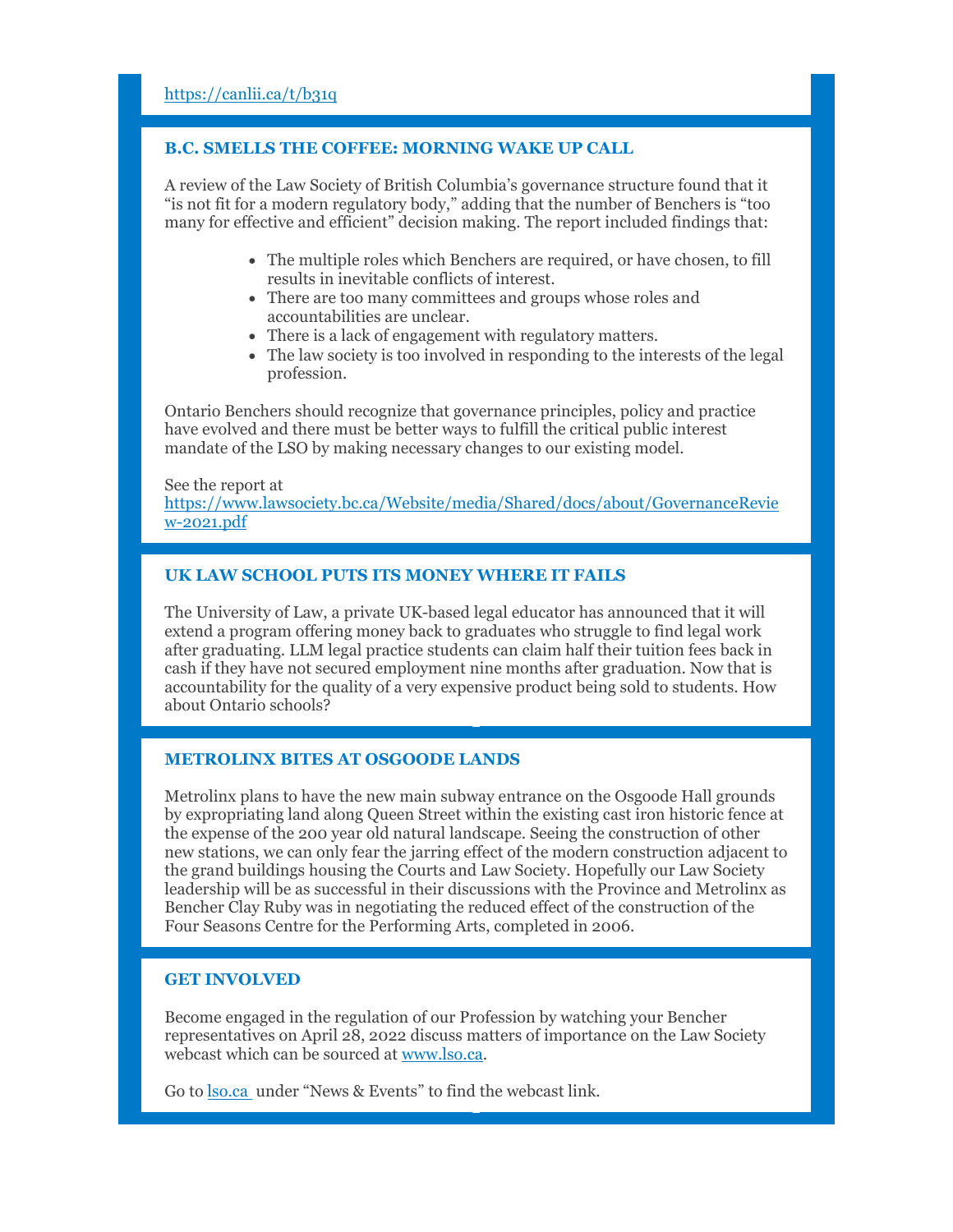https://canlii.ca/t/b31q

## B.C. SMELLS THE COFFEE: MORNING WAKE UP CALL

A review of the Law Society of British Columbia's governance structure found that it "is not fit for a modern regulatory body," adding that the number of Benchers is "too many for effective and efficient" decision making. The report included findings that:

- The multiple roles which Benchers are required, or have chosen, to fill results in inevitable conflicts of interest.
- There are too many committees and groups whose roles and accountabilities are unclear.
- There is a lack of engagement with regulatory matters.
- The law society is too involved in responding to the interests of the legal profession.

Ontario Benchers should recognize that governance principles, policy and practice have evolved and there must be better ways to fulfill the critical public interest mandate of the LSO by making necessary changes to our existing model.

See the report at https://www.lawsociety.bc.ca/Website/media/Shared/docs/about/GovernanceReview-2021.pdf

## UK LAW SCHOOL PUTS ITS MONEY WHERE IT FAILS

The University of Law, a private UK-based legal educator has announced that it will extend a program offering money back to graduates who struggle to find legal work after graduating. LLM legal practice students can claim half their tuition fees back in cash if they have not secured employment nine months after graduation. Now that is accountability for the quality of a very expensive product being sold to students. How about Ontario schools?

## METROLINX BITES AT OSGOODE LANDS

Metrolinx plans to have the new main subway entrance on the Osgoode Hall grounds by expropriating land along Queen Street within the existing cast iron historic fence at the expense of the 200 year old natural landscape. Seeing the construction of other new stations, we can only fear the jarring effect of the modern construction adjacent to the grand buildings housing the Courts and Law Society. Hopefully our Law Society leadership will be as successful in their discussions with the Province and Metrolinx as Bencher Clay Ruby was in negotiating the reduced effect of the construction of the Four Seasons Centre for the Performing Arts, completed in 2006.

## GET INVOLVED

Become engaged in the regulation of our Profession by watching your Bencher representatives on April 28, 2022 discuss matters of importance on the Law Society webcast which can be sourced at www.lso.ca.

Go to lso.ca under "News & Events" to find the webcast link.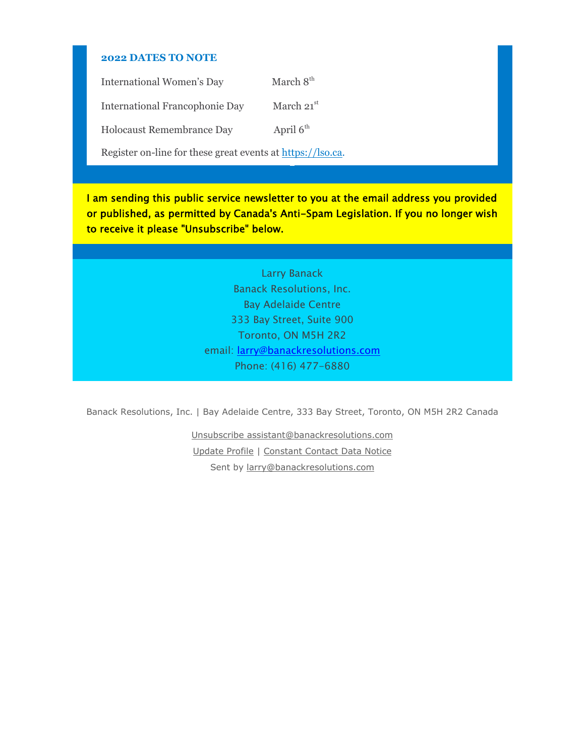## 2022 DATES TO NOTE

| | |
|---|---|
| International Women's Day | March 8th |
| International Francophonie Day | March 21st |
| Holocaust Remembrance Day | April 6th |

Register on-line for these great events at https://lso.ca.

**I am sending this public service newsletter to you at the email address you provided or published, as permitted by Canada's Anti-Spam Legislation. If you no longer wish to receive it please "Unsubscribe" below.**

Larry Banack
Banack Resolutions, Inc.
Bay Adelaide Centre
333 Bay Street, Suite 900
Toronto, ON M5H 2R2
email: larry@banackresolutions.com
Phone: (416) 477-6880

Banack Resolutions, Inc. | Bay Adelaide Centre, 333 Bay Street, Toronto, ON M5H 2R2 Canada

Unsubscribe assistant@banackresolutions.com

Update Profile | Constant Contact Data Notice

Sent by larry@banackresolutions.com